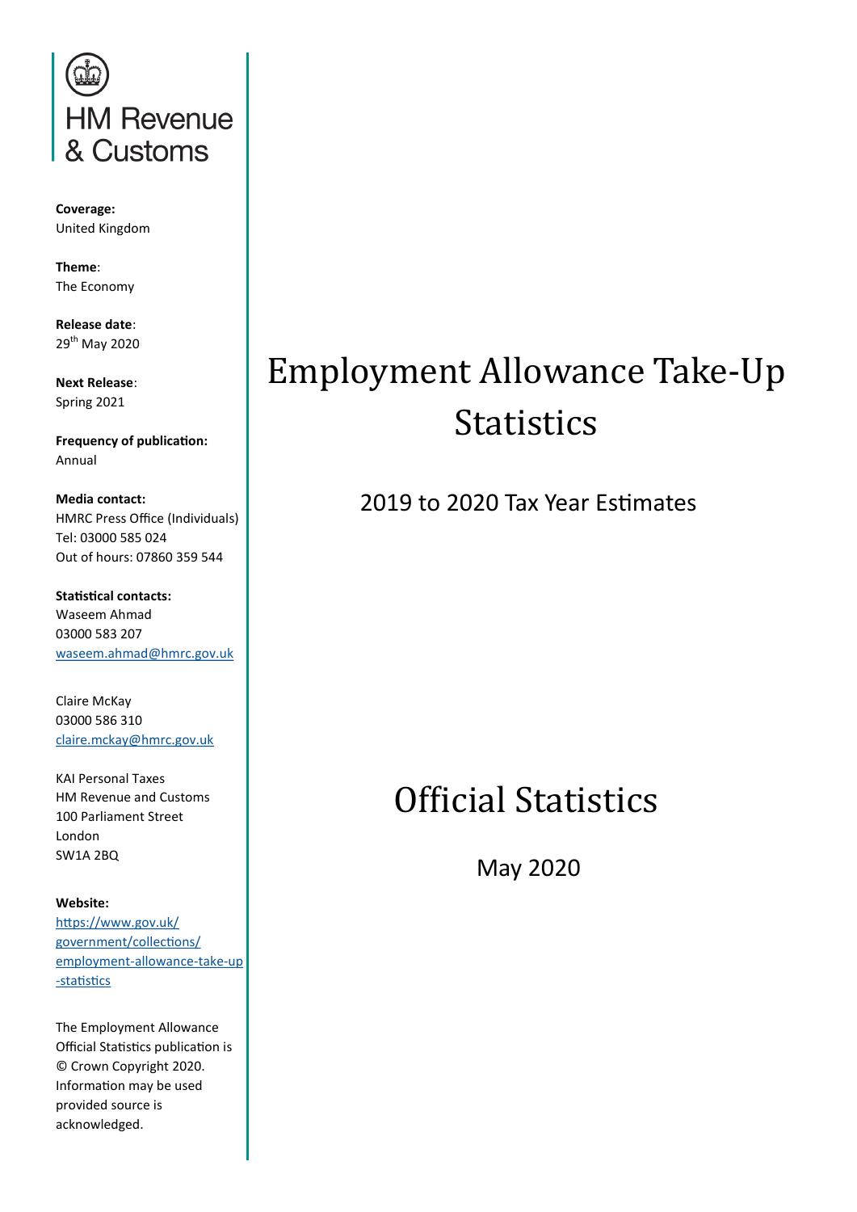HM Revenue & Customs

**Coverage:**
United Kingdom

**Theme**:
The Economy

**Release date**:
29th May 2020

**Next Release**:
Spring 2021

**Frequency of publication:**
Annual

**Media contact:**
HMRC Press Office (Individuals)
Tel: 03000 585 024
Out of hours: 07860 359 544

**Statistical contacts:**
Waseem Ahmad
03000 583 207
waseem.ahmad@hmrc.gov.uk

Claire McKay
03000 586 310
claire.mckay@hmrc.gov.uk

KAI Personal Taxes
HM Revenue and Customs
100 Parliament Street
London
SW1A 2BQ

**Website:**
https://www.gov.uk/government/collections/employment-allowance-take-up-statistics

The Employment Allowance Official Statistics publication is © Crown Copyright 2020. Information may be used provided source is acknowledged.

# Employment Allowance Take-Up Statistics

## 2019 to 2020 Tax Year Estimates

# Official Statistics

May 2020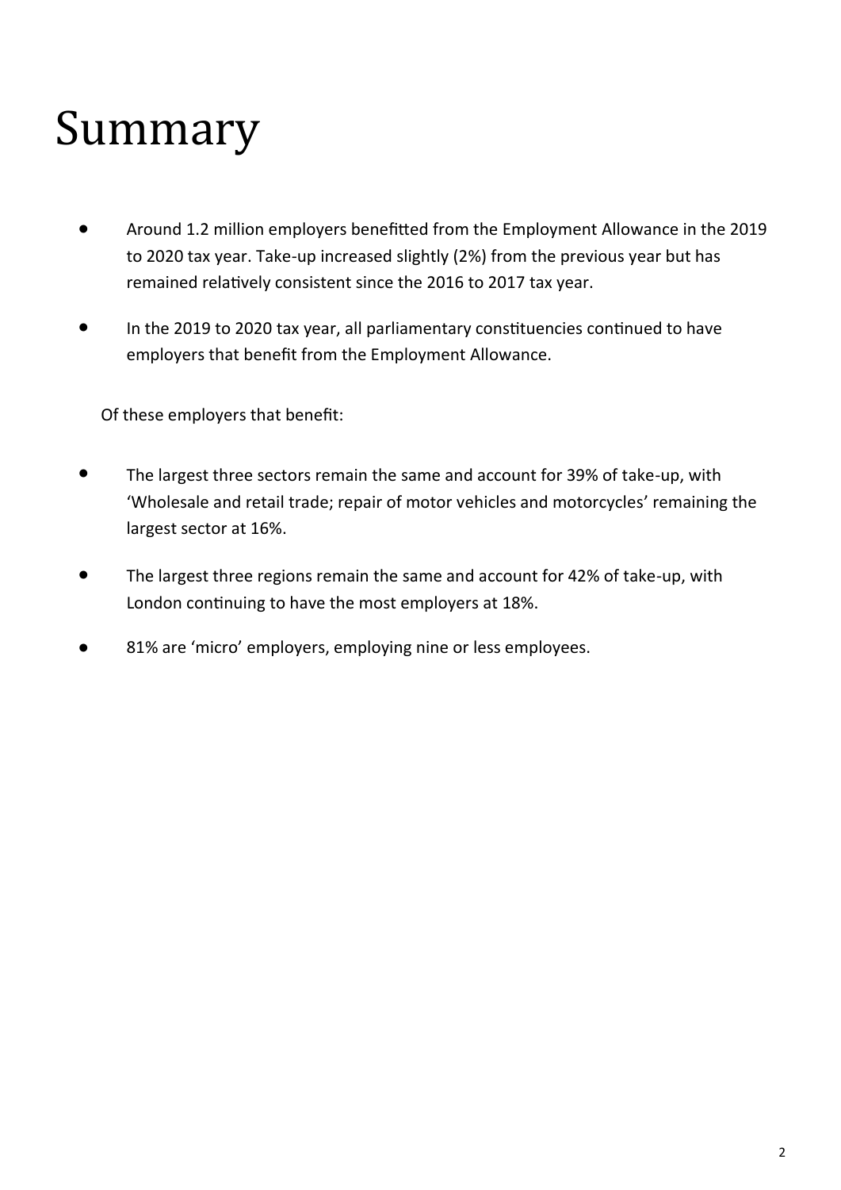# Summary

- Around 1.2 million employers benefitted from the Employment Allowance in the 2019 to 2020 tax year. Take-up increased slightly (2%) from the previous year but has remained relatively consistent since the 2016 to 2017 tax year.
- In the 2019 to 2020 tax year, all parliamentary constituencies continued to have employers that benefit from the Employment Allowance.

Of these employers that benefit:

- The largest three sectors remain the same and account for 39% of take-up, with 'Wholesale and retail trade; repair of motor vehicles and motorcycles' remaining the largest sector at 16%.
- The largest three regions remain the same and account for 42% of take-up, with London continuing to have the most employers at 18%.
- 81% are 'micro' employers, employing nine or less employees.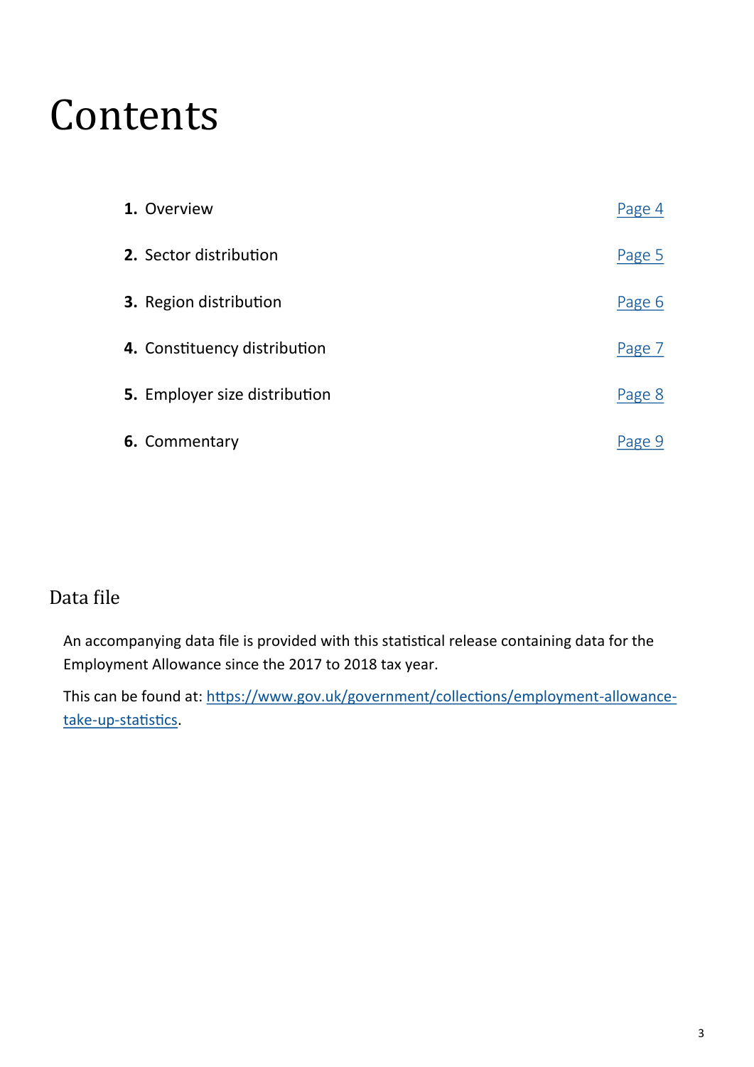# Contents

| | |
|---|---|
| **1.** Overview | Page 4 |
| **2.** Sector distribution | Page 5 |
| **3.** Region distribution | Page 6 |
| **4.** Constituency distribution | Page 7 |
| **5.** Employer size distribution | Page 8 |
| **6.** Commentary | Page 9 |

## Data file

An accompanying data file is provided with this statistical release containing data for the Employment Allowance since the 2017 to 2018 tax year.

This can be found at: https://www.gov.uk/government/collections/employment-allowance-take-up-statistics.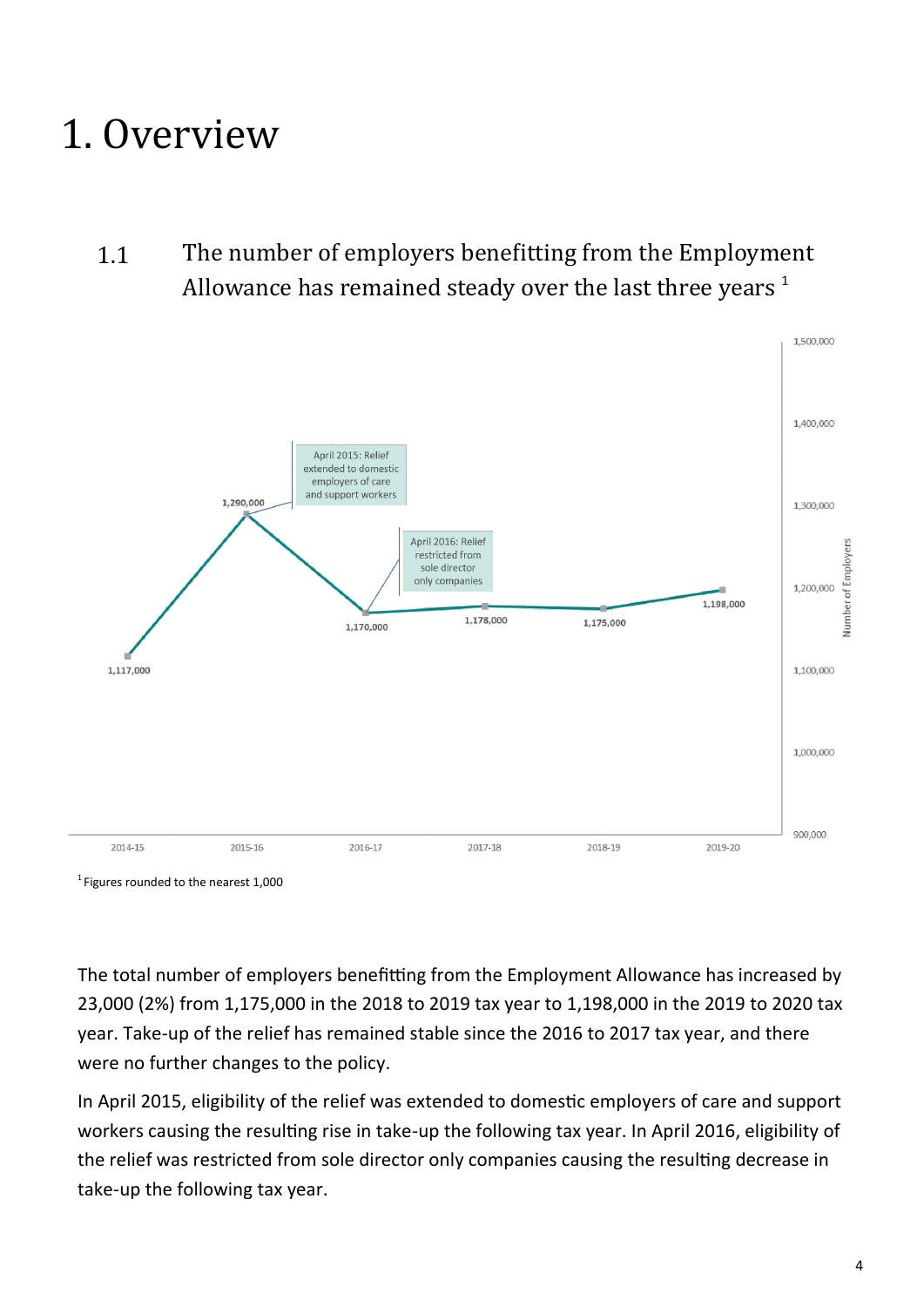# 1. Overview

## 1.1 The number of employers benefitting from the Employment Allowance has remained steady over the last three years [1]

[1] Figures rounded to the nearest 1,000

The total number of employers benefitting from the Employment Allowance has increased by 23,000 (2%) from 1,175,000 in the 2018 to 2019 tax year to 1,198,000 in the 2019 to 2020 tax year. Take-up of the relief has remained stable since the 2016 to 2017 tax year, and there were no further changes to the policy.

In April 2015, eligibility of the relief was extended to domestic employers of care and support workers causing the resulting rise in take-up the following tax year. In April 2016, eligibility of the relief was restricted from sole director only companies causing the resulting decrease in take-up the following tax year.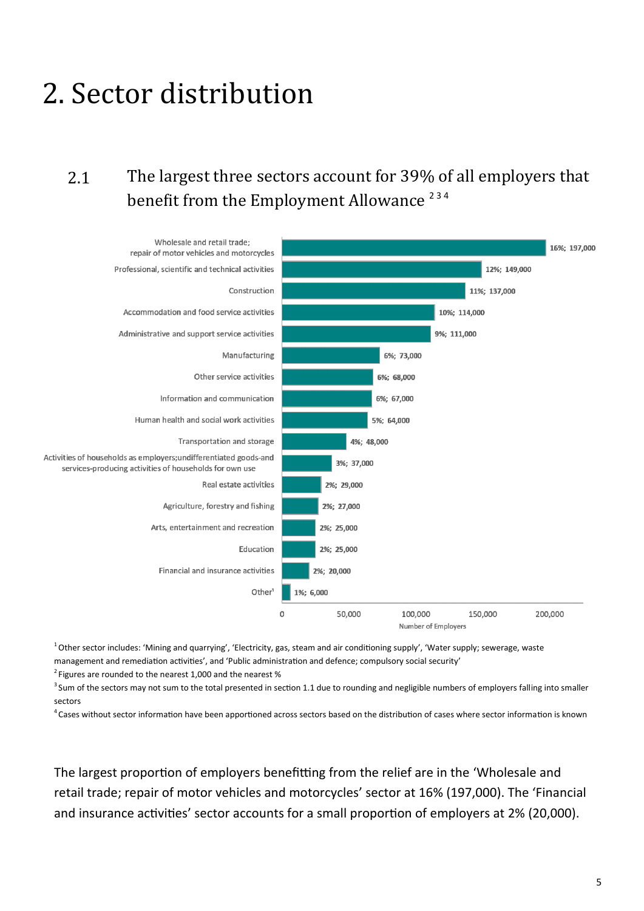# 2. Sector distribution

## 2.1 The largest three sectors account for 39% of all employers that benefit from the Employment Allowance [2 3 4]

| Sector | Percentage | Number of Employers |
|---|---|---|
| Wholesale and retail trade; repair of motor vehicles and motorcycles | 16% | 197,000 |
| Professional, scientific and technical activities | 12% | 149,000 |
| Construction | 11% | 137,000 |
| Accommodation and food service activities | 10% | 114,000 |
| Administrative and support service activities | 9% | 111,000 |
| Manufacturing | 6% | 73,000 |
| Other service activities | 6% | 68,000 |
| Information and communication | 6% | 67,000 |
| Human health and social work activities | 5% | 64,000 |
| Transportation and storage | 4% | 48,000 |
| Activities of households as employers;undifferentiated goods-and services-producing activities of households for own use | 3% | 37,000 |
| Real estate activities | 2% | 29,000 |
| Agriculture, forestry and fishing | 2% | 27,000 |
| Arts, entertainment and recreation | 2% | 25,000 |
| Education | 2% | 25,000 |
| Financial and insurance activities | 2% | 20,000 |
| Other[1] | 1% | 6,000 |

[1] Other sector includes: 'Mining and quarrying', 'Electricity, gas, steam and air conditioning supply', 'Water supply; sewerage, waste management and remediation activities', and 'Public administration and defence; compulsory social security'

[2] Figures are rounded to the nearest 1,000 and the nearest %

[3] Sum of the sectors may not sum to the total presented in section 1.1 due to rounding and negligible numbers of employers falling into smaller sectors

[4] Cases without sector information have been apportioned across sectors based on the distribution of cases where sector information is known

The largest proportion of employers benefitting from the relief are in the 'Wholesale and retail trade; repair of motor vehicles and motorcycles' sector at 16% (197,000). The 'Financial and insurance activities' sector accounts for a small proportion of employers at 2% (20,000).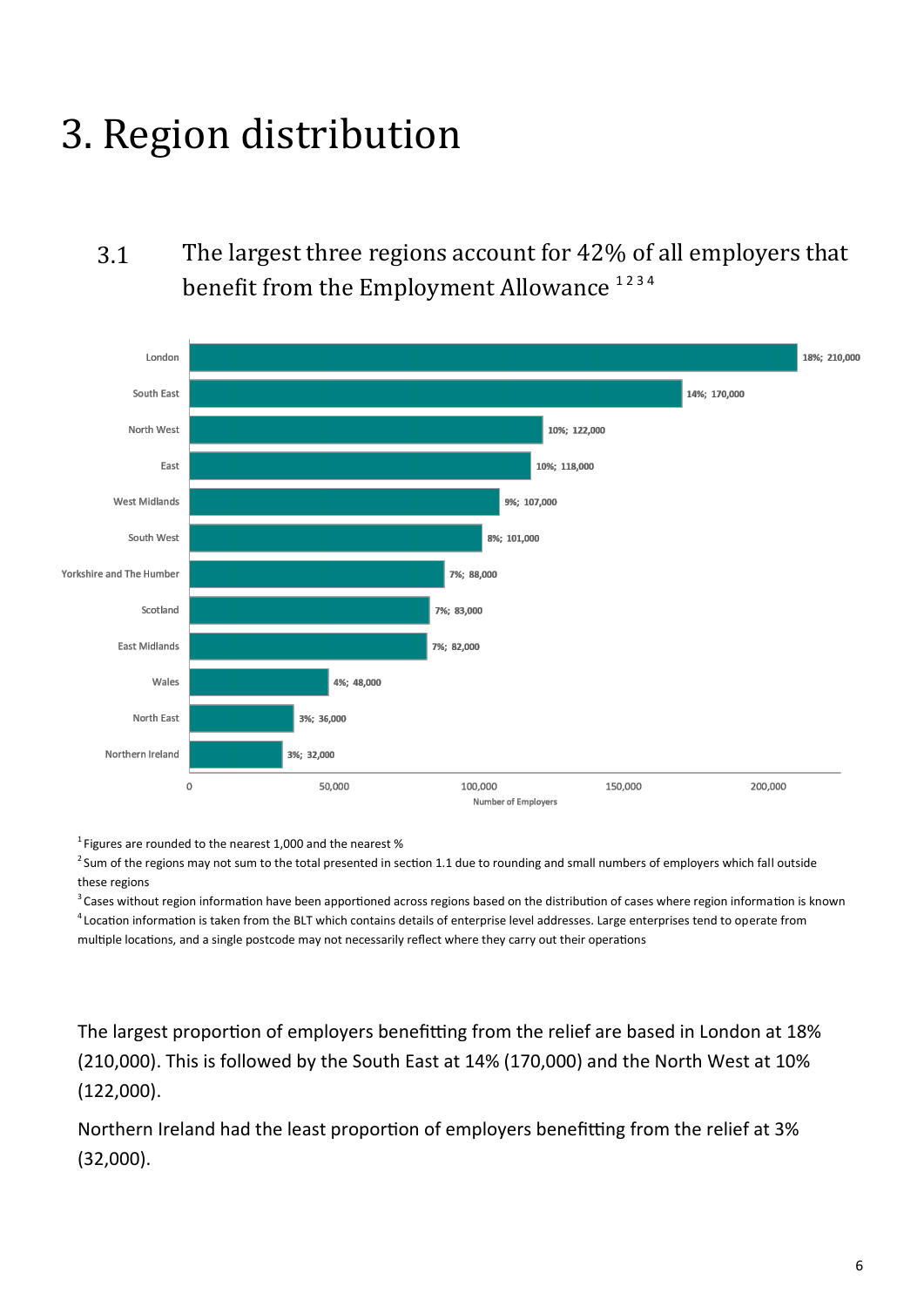# 3. Region distribution

## 3.1 The largest three regions account for 42% of all employers that benefit from the Employment Allowance [1 2 3 4]

| Region | Percentage | Number of Employers |
|---|---|---|
| London | 18% | 210,000 |
| South East | 14% | 170,000 |
| North West | 10% | 122,000 |
| East | 10% | 118,000 |
| West Midlands | 9% | 107,000 |
| South West | 8% | 101,000 |
| Yorkshire and The Humber | 7% | 88,000 |
| Scotland | 7% | 83,000 |
| East Midlands | 7% | 82,000 |
| Wales | 4% | 48,000 |
| North East | 3% | 36,000 |
| Northern Ireland | 3% | 32,000 |

[1] Figures are rounded to the nearest 1,000 and the nearest %

[2] Sum of the regions may not sum to the total presented in section 1.1 due to rounding and small numbers of employers which fall outside these regions

[3] Cases without region information have been apportioned across regions based on the distribution of cases where region information is known

[4] Location information is taken from the BLT which contains details of enterprise level addresses. Large enterprises tend to operate from multiple locations, and a single postcode may not necessarily reflect where they carry out their operations

The largest proportion of employers benefitting from the relief are based in London at 18% (210,000). This is followed by the South East at 14% (170,000) and the North West at 10% (122,000).

Northern Ireland had the least proportion of employers benefitting from the relief at 3% (32,000).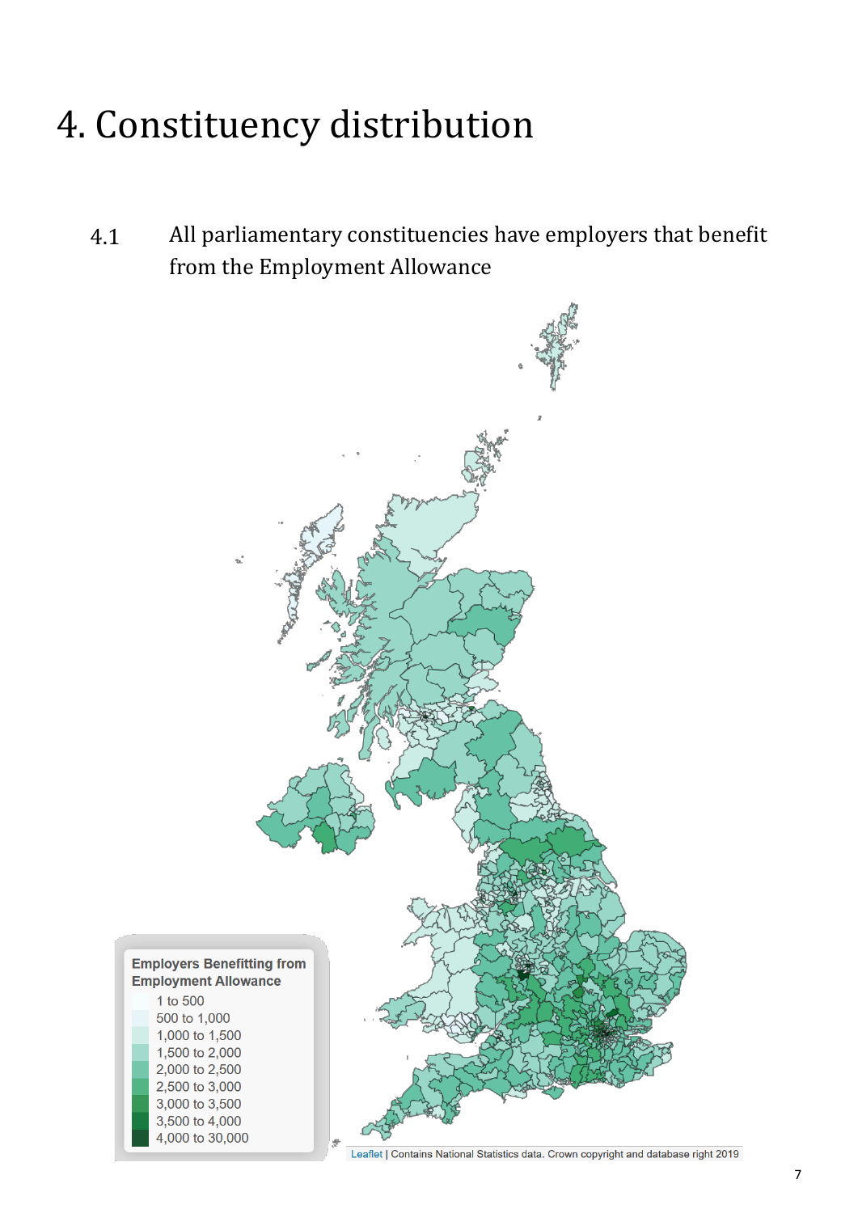# 4. Constituency distribution

4.1 All parliamentary constituencies have employers that benefit from the Employment Allowance

**Employers Benefitting from Employment Allowance**

- 1 to 500
- 500 to 1,000
- 1,000 to 1,500
- 1,500 to 2,000
- 2,000 to 2,500
- 2,500 to 3,000
- 3,000 to 3,500
- 3,500 to 4,000
- 4,000 to 30,000

Leaflet | Contains National Statistics data. Crown copyright and database right 2019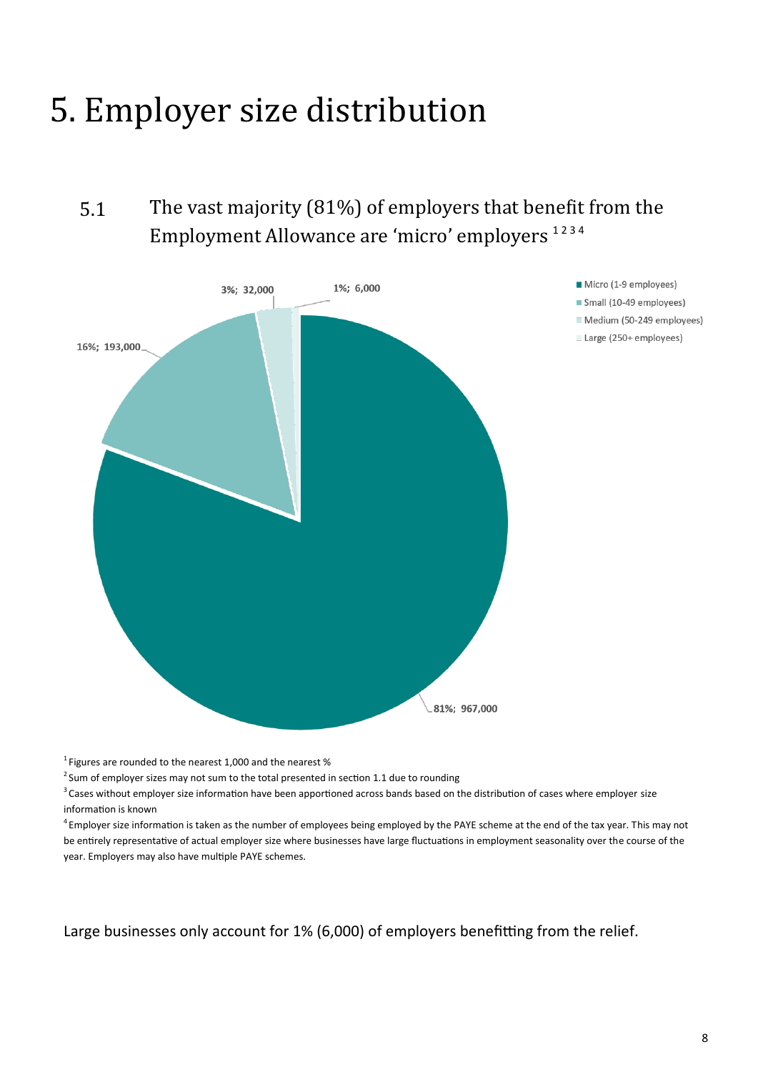# 5. Employer size distribution

## 5.1 The vast majority (81%) of employers that benefit from the Employment Allowance are 'micro' employers [1 2 3 4]

Micro (1-9 employees): 81%; 967,000
Small (10-49 employees): 16%; 193,000
Medium (50-249 employees): 3%; 32,000
Large (250+ employees): 1%; 6,000

[1] Figures are rounded to the nearest 1,000 and the nearest %

[2] Sum of employer sizes may not sum to the total presented in section 1.1 due to rounding

[3] Cases without employer size information have been apportioned across bands based on the distribution of cases where employer size information is known

[4] Employer size information is taken as the number of employees being employed by the PAYE scheme at the end of the tax year. This may not be entirely representative of actual employer size where businesses have large fluctuations in employment seasonality over the course of the year. Employers may also have multiple PAYE schemes.

Large businesses only account for 1% (6,000) of employers benefitting from the relief.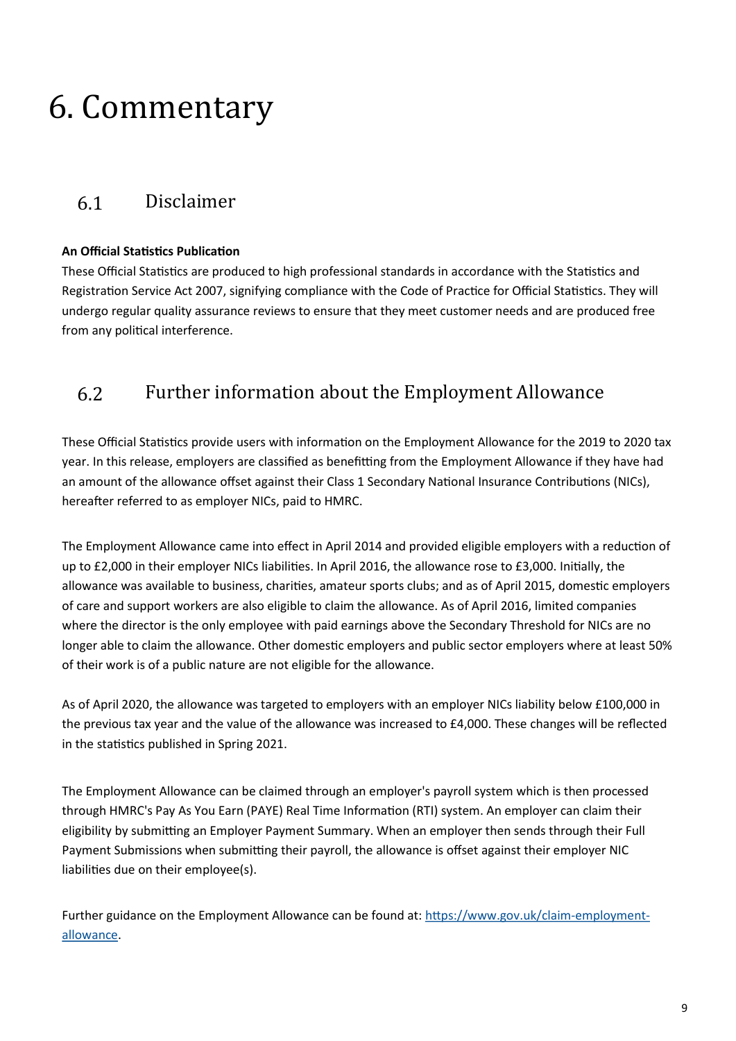# 6. Commentary

## 6.1 Disclaimer

**An Official Statistics Publication**

These Official Statistics are produced to high professional standards in accordance with the Statistics and Registration Service Act 2007, signifying compliance with the Code of Practice for Official Statistics. They will undergo regular quality assurance reviews to ensure that they meet customer needs and are produced free from any political interference.

## 6.2 Further information about the Employment Allowance

These Official Statistics provide users with information on the Employment Allowance for the 2019 to 2020 tax year. In this release, employers are classified as benefitting from the Employment Allowance if they have had an amount of the allowance offset against their Class 1 Secondary National Insurance Contributions (NICs), hereafter referred to as employer NICs, paid to HMRC.

The Employment Allowance came into effect in April 2014 and provided eligible employers with a reduction of up to £2,000 in their employer NICs liabilities. In April 2016, the allowance rose to £3,000. Initially, the allowance was available to business, charities, amateur sports clubs; and as of April 2015, domestic employers of care and support workers are also eligible to claim the allowance. As of April 2016, limited companies where the director is the only employee with paid earnings above the Secondary Threshold for NICs are no longer able to claim the allowance. Other domestic employers and public sector employers where at least 50% of their work is of a public nature are not eligible for the allowance.

As of April 2020, the allowance was targeted to employers with an employer NICs liability below £100,000 in the previous tax year and the value of the allowance was increased to £4,000. These changes will be reflected in the statistics published in Spring 2021.

The Employment Allowance can be claimed through an employer's payroll system which is then processed through HMRC's Pay As You Earn (PAYE) Real Time Information (RTI) system. An employer can claim their eligibility by submitting an Employer Payment Summary. When an employer then sends through their Full Payment Submissions when submitting their payroll, the allowance is offset against their employer NIC liabilities due on their employee(s).

Further guidance on the Employment Allowance can be found at: [https://www.gov.uk/claim-employment-allowance](https://www.gov.uk/claim-employment-allowance).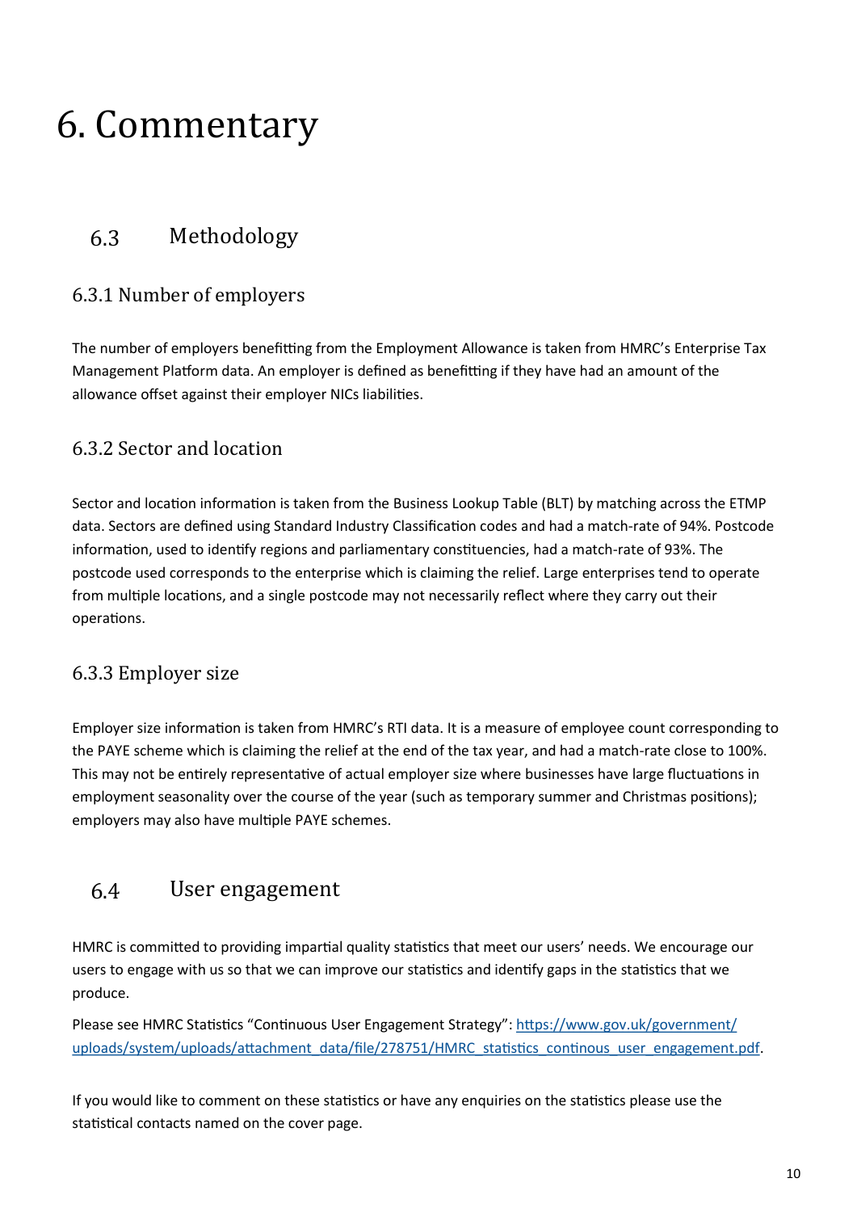# 6. Commentary

## 6.3 Methodology

### 6.3.1 Number of employers

The number of employers benefitting from the Employment Allowance is taken from HMRC's Enterprise Tax Management Platform data. An employer is defined as benefitting if they have had an amount of the allowance offset against their employer NICs liabilities.

### 6.3.2 Sector and location

Sector and location information is taken from the Business Lookup Table (BLT) by matching across the ETMP data. Sectors are defined using Standard Industry Classification codes and had a match-rate of 94%. Postcode information, used to identify regions and parliamentary constituencies, had a match-rate of 93%. The postcode used corresponds to the enterprise which is claiming the relief. Large enterprises tend to operate from multiple locations, and a single postcode may not necessarily reflect where they carry out their operations.

### 6.3.3 Employer size

Employer size information is taken from HMRC's RTI data. It is a measure of employee count corresponding to the PAYE scheme which is claiming the relief at the end of the tax year, and had a match-rate close to 100%. This may not be entirely representative of actual employer size where businesses have large fluctuations in employment seasonality over the course of the year (such as temporary summer and Christmas positions); employers may also have multiple PAYE schemes.

## 6.4 User engagement

HMRC is committed to providing impartial quality statistics that meet our users' needs. We encourage our users to engage with us so that we can improve our statistics and identify gaps in the statistics that we produce.

Please see HMRC Statistics "Continuous User Engagement Strategy": https://www.gov.uk/government/uploads/system/uploads/attachment_data/file/278751/HMRC_statistics_continous_user_engagement.pdf.

If you would like to comment on these statistics or have any enquiries on the statistics please use the statistical contacts named on the cover page.